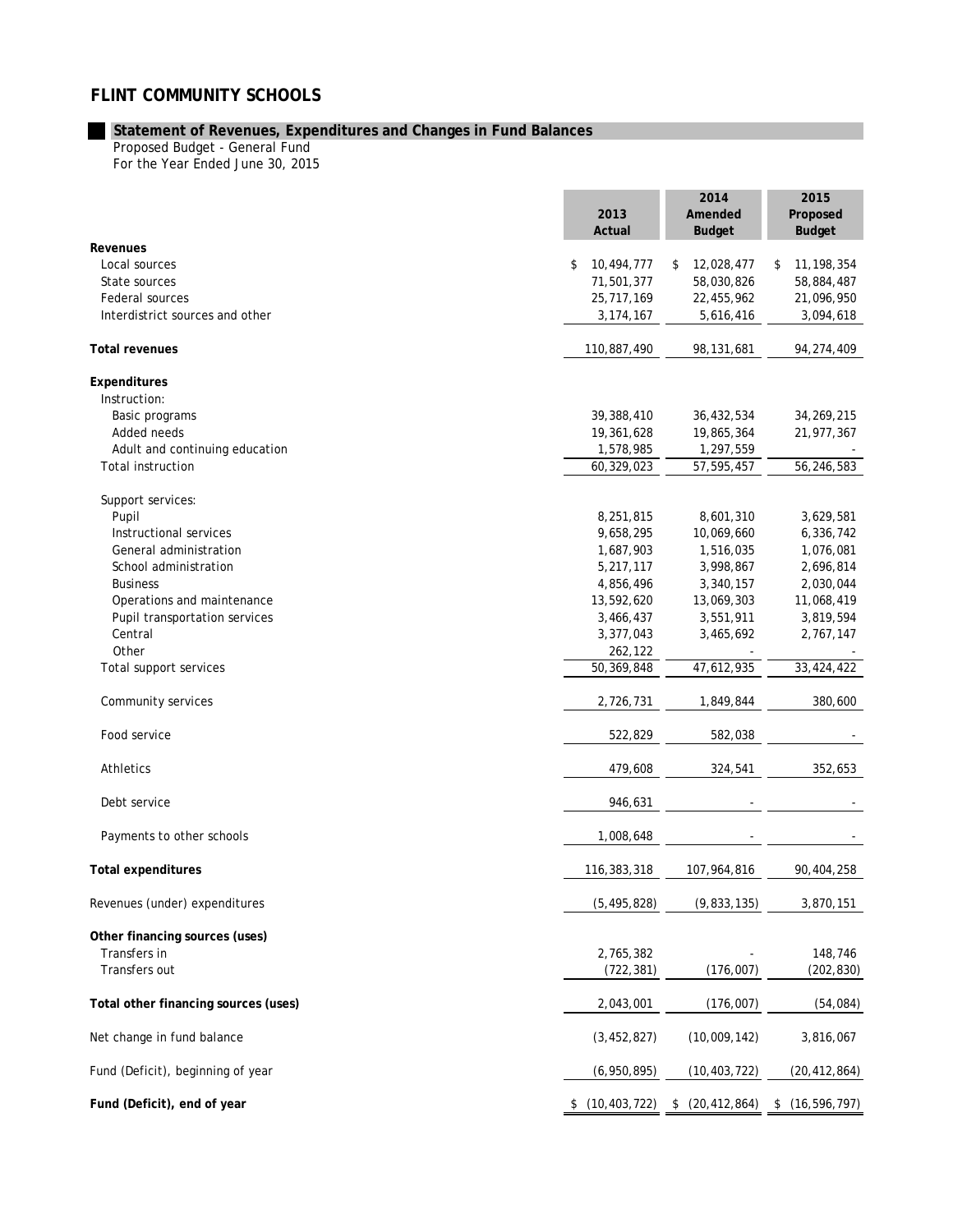# FLINT COMMUNITY SCHOOLS

## Statement of Revenues, Expenditures and Changes in Fund Balances

Proposed Budget - General Fund
For the Year Ended June 30, 2015

| | 2013 Actual | 2014 Amended Budget | 2015 Proposed Budget |
|---|---|---|---|
| **Revenues** | | | |
| Local sources | $ 10,494,777 | $ 12,028,477 | $ 11,198,354 |
| State sources | 71,501,377 | 58,030,826 | 58,884,487 |
| Federal sources | 25,717,169 | 22,455,962 | 21,096,950 |
| Interdistrict sources and other | 3,174,167 | 5,616,416 | 3,094,618 |
| **Total revenues** | 110,887,490 | 98,131,681 | 94,274,409 |
| **Expenditures** | | | |
| Instruction: | | | |
| Basic programs | 39,388,410 | 36,432,534 | 34,269,215 |
| Added needs | 19,361,628 | 19,865,364 | 21,977,367 |
| Adult and continuing education | 1,578,985 | 1,297,559 | - |
| Total instruction | 60,329,023 | 57,595,457 | 56,246,583 |
| Support services: | | | |
| Pupil | 8,251,815 | 8,601,310 | 3,629,581 |
| Instructional services | 9,658,295 | 10,069,660 | 6,336,742 |
| General administration | 1,687,903 | 1,516,035 | 1,076,081 |
| School administration | 5,217,117 | 3,998,867 | 2,696,814 |
| Business | 4,856,496 | 3,340,157 | 2,030,044 |
| Operations and maintenance | 13,592,620 | 13,069,303 | 11,068,419 |
| Pupil transportation services | 3,466,437 | 3,551,911 | 3,819,594 |
| Central | 3,377,043 | 3,465,692 | 2,767,147 |
| Other | 262,122 | - | - |
| Total support services | 50,369,848 | 47,612,935 | 33,424,422 |
| Community services | 2,726,731 | 1,849,844 | 380,600 |
| Food service | 522,829 | 582,038 | - |
| Athletics | 479,608 | 324,541 | 352,653 |
| Debt service | 946,631 | - | - |
| Payments to other schools | 1,008,648 | - | - |
| **Total expenditures** | 116,383,318 | 107,964,816 | 90,404,258 |
| Revenues (under) expenditures | (5,495,828) | (9,833,135) | 3,870,151 |
| **Other financing sources (uses)** | | | |
| Transfers in | 2,765,382 | - | 148,746 |
| Transfers out | (722,381) | (176,007) | (202,830) |
| **Total other financing sources (uses)** | 2,043,001 | (176,007) | (54,084) |
| Net change in fund balance | (3,452,827) | (10,009,142) | 3,816,067 |
| Fund (Deficit), beginning of year | (6,950,895) | (10,403,722) | (20,412,864) |
| **Fund (Deficit), end of year** | $ (10,403,722) | $ (20,412,864) | $ (16,596,797) |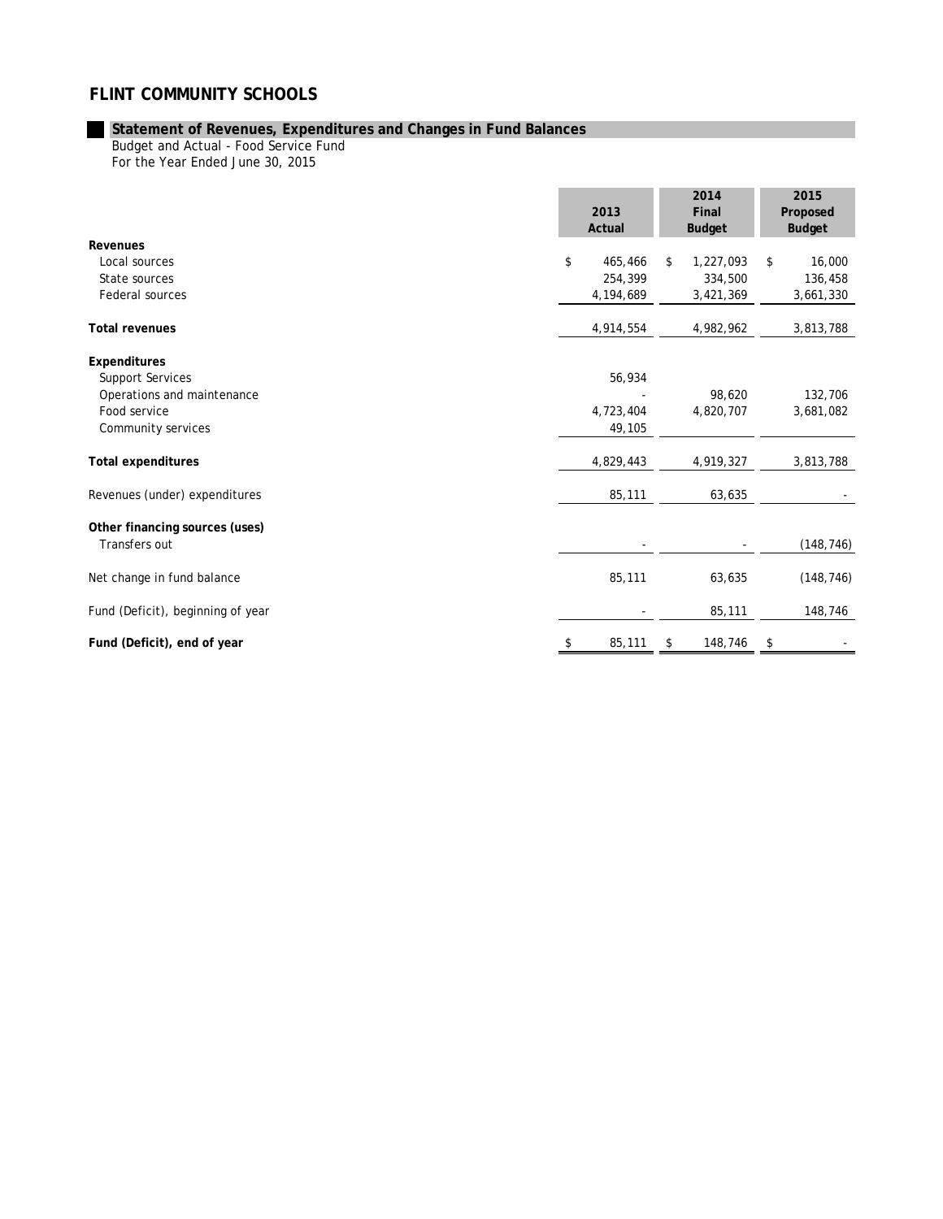# FLINT COMMUNITY SCHOOLS

## Statement of Revenues, Expenditures and Changes in Fund Balances

Budget and Actual - Food Service Fund
For the Year Ended June 30, 2015

| | 2013 Actual | 2014 Final Budget | 2015 Proposed Budget |
|---|---|---|---|
| **Revenues** | | | |
| Local sources | $ 465,466 | $ 1,227,093 | $ 16,000 |
| State sources | 254,399 | 334,500 | 136,458 |
| Federal sources | 4,194,689 | 3,421,369 | 3,661,330 |
| **Total revenues** | 4,914,554 | 4,982,962 | 3,813,788 |
| **Expenditures** | | | |
| Support Services | 56,934 | | |
| Operations and maintenance | - | 98,620 | 132,706 |
| Food service | 4,723,404 | 4,820,707 | 3,681,082 |
| Community services | 49,105 | | |
| **Total expenditures** | 4,829,443 | 4,919,327 | 3,813,788 |
| Revenues (under) expenditures | 85,111 | 63,635 | - |
| **Other financing sources (uses)** | | | |
| Transfers out | - | - | (148,746) |
| Net change in fund balance | 85,111 | 63,635 | (148,746) |
| Fund (Deficit), beginning of year | - | 85,111 | 148,746 |
| **Fund (Deficit), end of year** | $ 85,111 | $ 148,746 | $ - |